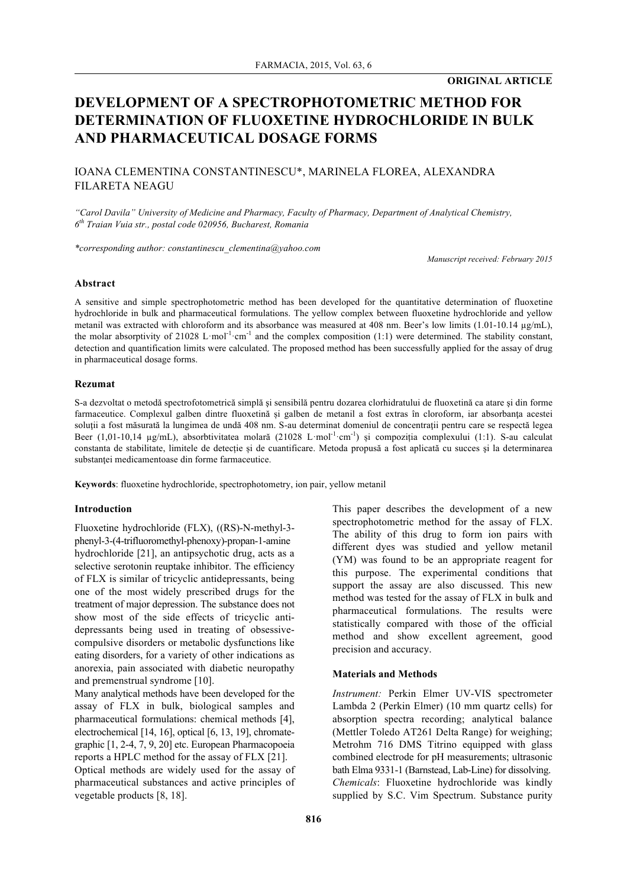**ORIGINAL ARTICLE**

# DEVELOPMENT OF A SPECTROPHOTOMETRIC METHOD FOR DETERMINATION OF FLUOXETINE HYDROCHLORIDE IN BULK AND PHARMACEUTICAL DOSAGE FORMS

IOANA CLEMENTINA CONSTANTINESCU*, MARINELA FLOREA, ALEXANDRA FILARETA NEAGU

*"Carol Davila" University of Medicine and Pharmacy, Faculty of Pharmacy, Department of Analytical Chemistry, 6th Traian Vuia str., postal code 020956, Bucharest, Romania*

*\*corresponding author: constantinescu_clementina@yahoo.com*

*Manuscript received: February 2015*

### Abstract

A sensitive and simple spectrophotometric method has been developed for the quantitative determination of fluoxetine hydrochloride in bulk and pharmaceutical formulations. The yellow complex between fluoxetine hydrochloride and yellow metanil was extracted with chloroform and its absorbance was measured at 408 nm. Beer's low limits (1.01-10.14 µg/mL), the molar absorptivity of 21028 $L \cdot mol^{-1} \cdot cm^{-1}$ and the complex composition (1:1) were determined. The stability constant, detection and quantification limits were calculated. The proposed method has been successfully applied for the assay of drug in pharmaceutical dosage forms.

### Rezumat

S-a dezvoltat o metodă spectrofotometrică simplă şi sensibilă pentru dozarea clorhidratului de fluoxetină ca atare şi din forme farmaceutice. Complexul galben dintre fluoxetină şi galben de metanil a fost extras în cloroform, iar absorbanţa acestei soluţii a fost măsurată la lungimea de undă 408 nm. S-au determinat domeniul de concentraţii pentru care se respectă legea Beer (1,01-10,14 µg/mL), absorbtivitatea molară (21028 $L \cdot mol^{-1} \cdot cm^{-1}$) şi compoziţia complexului (1:1). S-au calculat constanta de stabilitate, limitele de detecţie şi de cuantificare. Metoda propusă a fost aplicată cu succes şi la determinarea substanţei medicamentoase din forme farmaceutice.

**Keywords**: fluoxetine hydrochloride, spectrophotometry, ion pair, yellow metanil

### Introduction

Fluoxetine hydrochloride (FLX), ((RS)-N-methyl-3-phenyl-3-(4-trifluoromethyl-phenoxy)-propan-1-amine hydrochloride [21], an antipsychotic drug, acts as a selective serotonin reuptake inhibitor. The efficiency of FLX is similar of tricyclic antidepressants, being one of the most widely prescribed drugs for the treatment of major depression. The substance does not show most of the side effects of tricyclic anti-depressants being used in treating of obsessive-compulsive disorders or metabolic dysfunctions like eating disorders, for a variety of other indications as anorexia, pain associated with diabetic neuropathy and premenstrual syndrome [10].

Many analytical methods have been developed for the assay of FLX in bulk, biological samples and pharmaceutical formulations: chemical methods [4], electrochemical [14, 16], optical [6, 13, 19], chromatographic [1, 2-4, 7, 9, 20] etc. European Pharmacopoeia reports a HPLC method for the assay of FLX [21].

Optical methods are widely used for the assay of pharmaceutical substances and active principles of vegetable products [8, 18].

This paper describes the development of a new spectrophotometric method for the assay of FLX. The ability of this drug to form ion pairs with different dyes was studied and yellow metanil (YM) was found to be an appropriate reagent for this purpose. The experimental conditions that support the assay are also discussed. This new method was tested for the assay of FLX in bulk and pharmaceutical formulations. The results were statistically compared with those of the official method and show excellent agreement, good precision and accuracy.

### Materials and Methods

*Instrument:* Perkin Elmer UV-VIS spectrometer Lambda 2 (Perkin Elmer) (10 mm quartz cells) for absorption spectra recording; analytical balance (Mettler Toledo AT261 Delta Range) for weighing; Metrohm 716 DMS Titrino equipped with glass combined electrode for pH measurements; ultrasonic bath Elma 9331-1 (Barnstead, Lab-Line) for dissolving.

*Chemicals*: Fluoxetine hydrochloride was kindly supplied by S.C. Vim Spectrum. Substance purity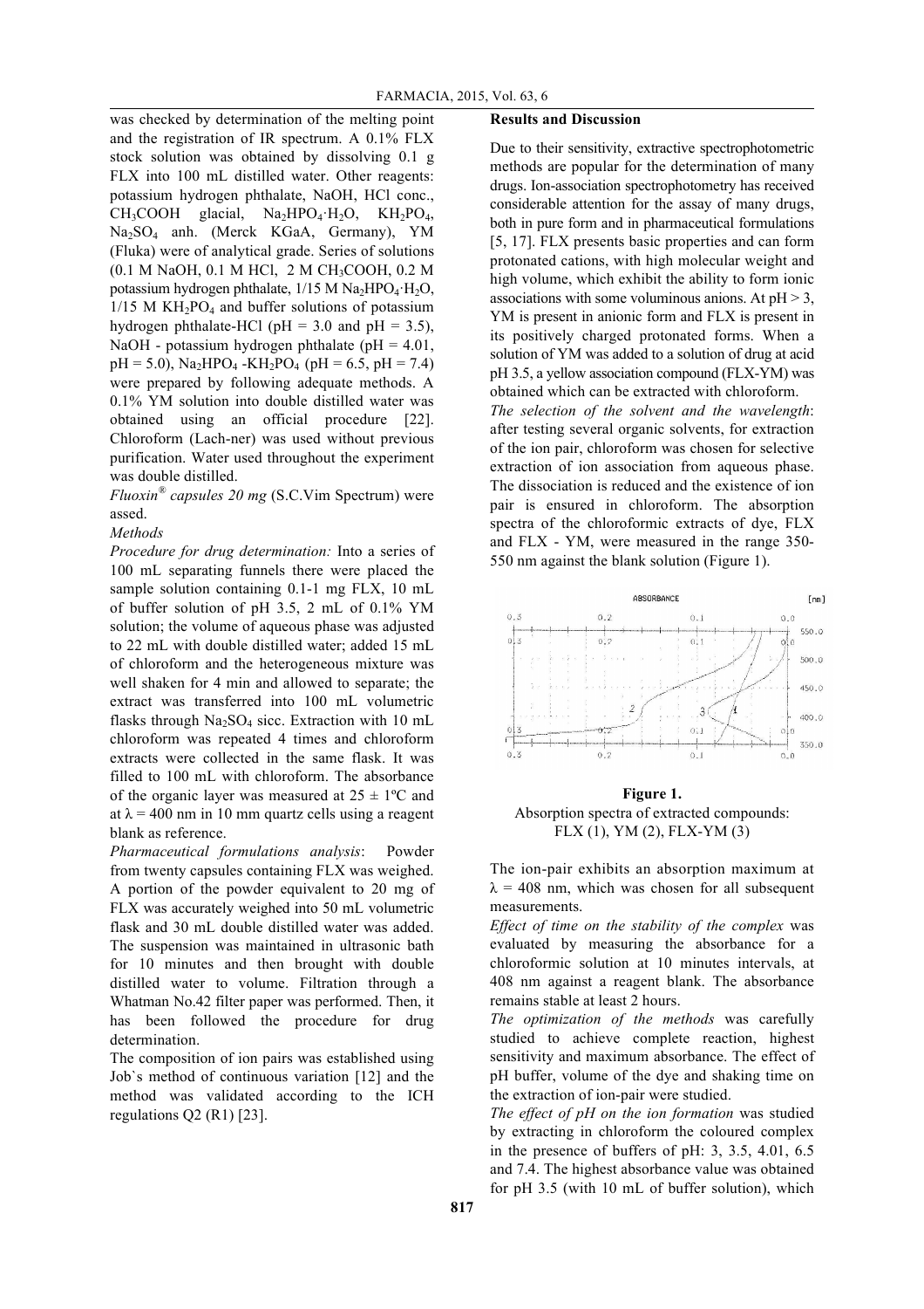was checked by determination of the melting point and the registration of IR spectrum. A 0.1% FLX stock solution was obtained by dissolving 0.1 g FLX into 100 mL distilled water. Other reagents: potassium hydrogen phthalate, NaOH, HCl conc., $CH_3COOH$ glacial, $Na_2HPO_4{\cdot}H_2O$, $KH_2PO_4$, $Na_2SO_4$ anh. (Merck KGaA, Germany), YM (Fluka) were of analytical grade. Series of solutions (0.1 M NaOH, 0.1 M HCl, 2 M $CH_3COOH$, 0.2 M potassium hydrogen phthalate, 1/15 M $Na_2HPO_4{\cdot}H_2O$, 1/15 M $KH_2PO_4$ and buffer solutions of potassium hydrogen phthalate-HCl (pH = 3.0 and pH = 3.5), NaOH - potassium hydrogen phthalate (pH = 4.01, pH = 5.0), $Na_2HPO_4$ -$KH_2PO_4$ (pH = 6.5, pH = 7.4) were prepared by following adequate methods. A 0.1% YM solution into double distilled water was obtained using an official procedure [22]. Chloroform (Lach-ner) was used without previous purification. Water used throughout the experiment was double distilled.

*Fluoxin® capsules 20 mg* (S.C.Vim Spectrum) were assed.

*Methods*

*Procedure for drug determination:* Into a series of 100 mL separating funnels there were placed the sample solution containing 0.1-1 mg FLX, 10 mL of buffer solution of pH 3.5, 2 mL of 0.1% YM solution; the volume of aqueous phase was adjusted to 22 mL with double distilled water; added 15 mL of chloroform and the heterogeneous mixture was well shaken for 4 min and allowed to separate; the extract was transferred into 100 mL volumetric flasks through $Na_2SO_4$ sicc. Extraction with 10 mL chloroform was repeated 4 times and chloroform extracts were collected in the same flask. It was filled to 100 mL with chloroform. The absorbance of the organic layer was measured at 25 ± 1ºC and at λ = 400 nm in 10 mm quartz cells using a reagent blank as reference.

*Pharmaceutical formulations analysis*: Powder from twenty capsules containing FLX was weighed. A portion of the powder equivalent to 20 mg of FLX was accurately weighed into 50 mL volumetric flask and 30 mL double distilled water was added. The suspension was maintained in ultrasonic bath for 10 minutes and then brought with double distilled water to volume. Filtration through a Whatman No.42 filter paper was performed. Then, it has been followed the procedure for drug determination.

The composition of ion pairs was established using Job`s method of continuous variation [12] and the method was validated according to the ICH regulations Q2 (R1) [23].

**Results and Discussion**

Due to their sensitivity, extractive spectrophotometric methods are popular for the determination of many drugs. Ion-association spectrophotometry has received considerable attention for the assay of many drugs, both in pure form and in pharmaceutical formulations [5, 17]. FLX presents basic properties and can form protonated cations, with high molecular weight and high volume, which exhibit the ability to form ionic associations with some voluminous anions. At pH > 3, YM is present in anionic form and FLX is present in its positively charged protonated forms. When a solution of YM was added to a solution of drug at acid pH 3.5, a yellow association compound (FLX-YM) was obtained which can be extracted with chloroform.

*The selection of the solvent and the wavelength*: after testing several organic solvents, for extraction of the ion pair, chloroform was chosen for selective extraction of ion association from aqueous phase. The dissociation is reduced and the existence of ion pair is ensured in chloroform. The absorption spectra of the chloroformic extracts of dye, FLX and FLX - YM, were measured in the range 350-550 nm against the blank solution (Figure 1).

**Figure 1.**
Absorption spectra of extracted compounds: FLX (1), YM (2), FLX-YM (3)

The ion-pair exhibits an absorption maximum at λ = 408 nm, which was chosen for all subsequent measurements.

*Effect of time on the stability of the complex* was evaluated by measuring the absorbance for a chloroformic solution at 10 minutes intervals, at 408 nm against a reagent blank. The absorbance remains stable at least 2 hours.

*The optimization of the methods* was carefully studied to achieve complete reaction, highest sensitivity and maximum absorbance. The effect of pH buffer, volume of the dye and shaking time on the extraction of ion-pair were studied.

*The effect of pH on the ion formation* was studied by extracting in chloroform the coloured complex in the presence of buffers of pH: 3, 3.5, 4.01, 6.5 and 7.4. The highest absorbance value was obtained for pH 3.5 (with 10 mL of buffer solution), which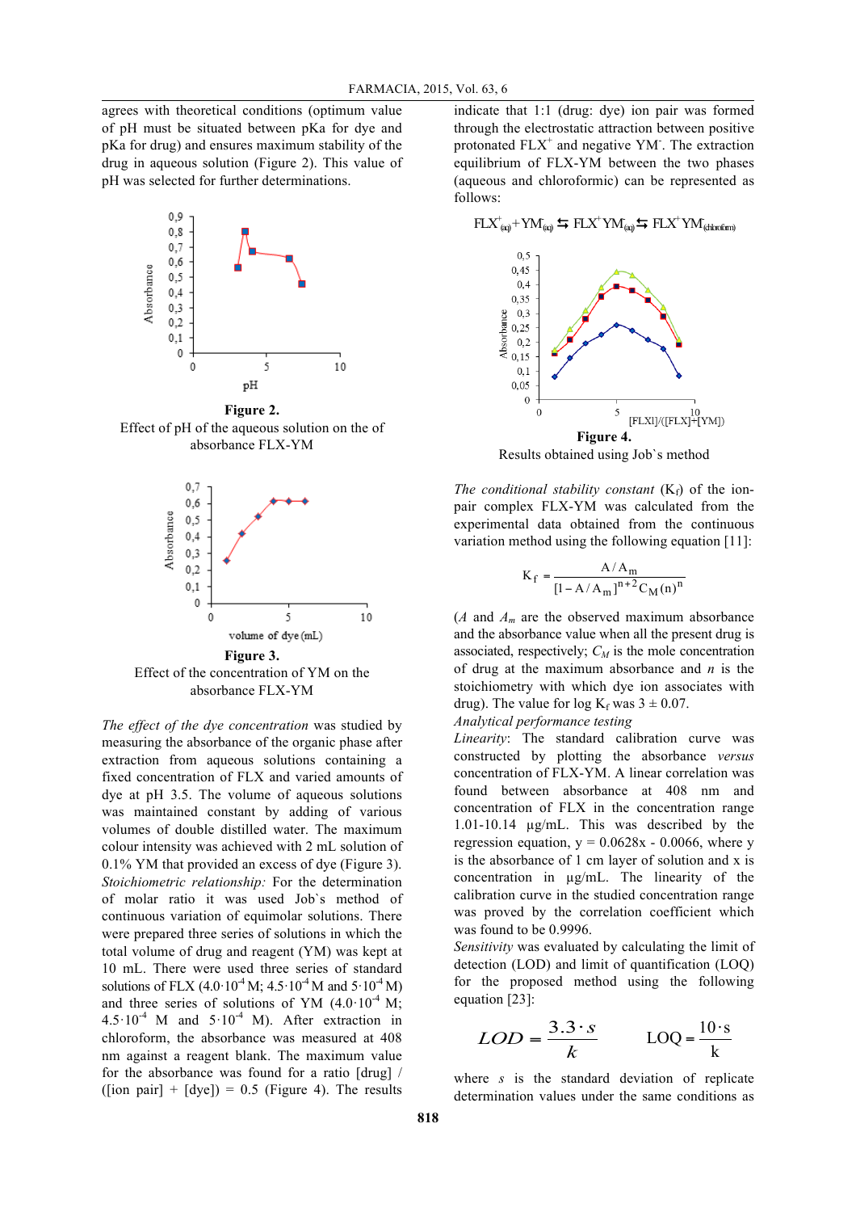agrees with theoretical conditions (optimum value of pH must be situated between pKa for dye and pKa for drug) and ensures maximum stability of the drug in aqueous solution (Figure 2). This value of pH was selected for further determinations.

**Figure 2.**
Effect of pH of the aqueous solution on the of absorbance FLX-YM

**Figure 3.**
Effect of the concentration of YM on the absorbance FLX-YM

*The effect of the dye concentration* was studied by measuring the absorbance of the organic phase after extraction from aqueous solutions containing a fixed concentration of FLX and varied amounts of dye at pH 3.5. The volume of aqueous solutions was maintained constant by adding of various volumes of double distilled water. The maximum colour intensity was achieved with 2 mL solution of 0.1% YM that provided an excess of dye (Figure 3).

*Stoichiometric relationship:* For the determination of molar ratio it was used Job`s method of continuous variation of equimolar solutions. There were prepared three series of solutions in which the total volume of drug and reagent (YM) was kept at 10 mL. There were used three series of standard solutions of FLX ($4.0\cdot10^{-4}$ M; $4.5\cdot10^{-4}$ M and $5\cdot10^{-4}$ M) and three series of solutions of YM ($4.0\cdot10^{-4}$ M; $4.5\cdot10^{-4}$ M and $5\cdot10^{-4}$ M). After extraction in chloroform, the absorbance was measured at 408 nm against a reagent blank. The maximum value for the absorbance was found for a ratio [drug] / ([ion pair] + [dye]) = 0.5 (Figure 4). The results indicate that 1:1 (drug: dye) ion pair was formed through the electrostatic attraction between positive protonated $FLX^{+}$ and negative $YM^{-}$. The extraction equilibrium of FLX-YM between the two phases (aqueous and chloroformic) can be represented as follows:

$$FLX^{+}_{(aq)} + YM^{-}_{(aq)} \leftrightarrows FLX^{+}YM^{-}_{(aq)} \leftrightarrows FLX^{+}YM^{-}_{(chloroform)}$$

**Figure 4.**
Results obtained using Job`s method

*The conditional stability constant* ($K_f$) of the ion-pair complex FLX-YM was calculated from the experimental data obtained from the continuous variation method using the following equation [11]:

$$K_f = \frac{A/A_m}{[1 - A/A_m]^{n+2} C_M (n)^n}$$

($A$ and $A_m$ are the observed maximum absorbance and the absorbance value when all the present drug is associated, respectively; $C_M$ is the mole concentration of drug at the maximum absorbance and $n$ is the stoichiometry with which dye ion associates with drug). The value for log $K_f$ was 3 ± 0.07.

*Analytical performance testing*

*Linearity*: The standard calibration curve was constructed by plotting the absorbance *versus* concentration of FLX-YM. A linear correlation was found between absorbance at 408 nm and concentration of FLX in the concentration range 1.01-10.14 μg/mL. This was described by the regression equation, $y = 0.0628x - 0.0066$, where y is the absorbance of 1 cm layer of solution and x is concentration in μg/mL. The linearity of the calibration curve in the studied concentration range was proved by the correlation coefficient which was found to be 0.9996.

*Sensitivity* was evaluated by calculating the limit of detection (LOD) and limit of quantification (LOQ) for the proposed method using the following equation [23]:

$$LOD = \frac{3.3 \cdot s}{k} \qquad LOQ = \frac{10 \cdot s}{k}$$

where $s$ is the standard deviation of replicate determination values under the same conditions as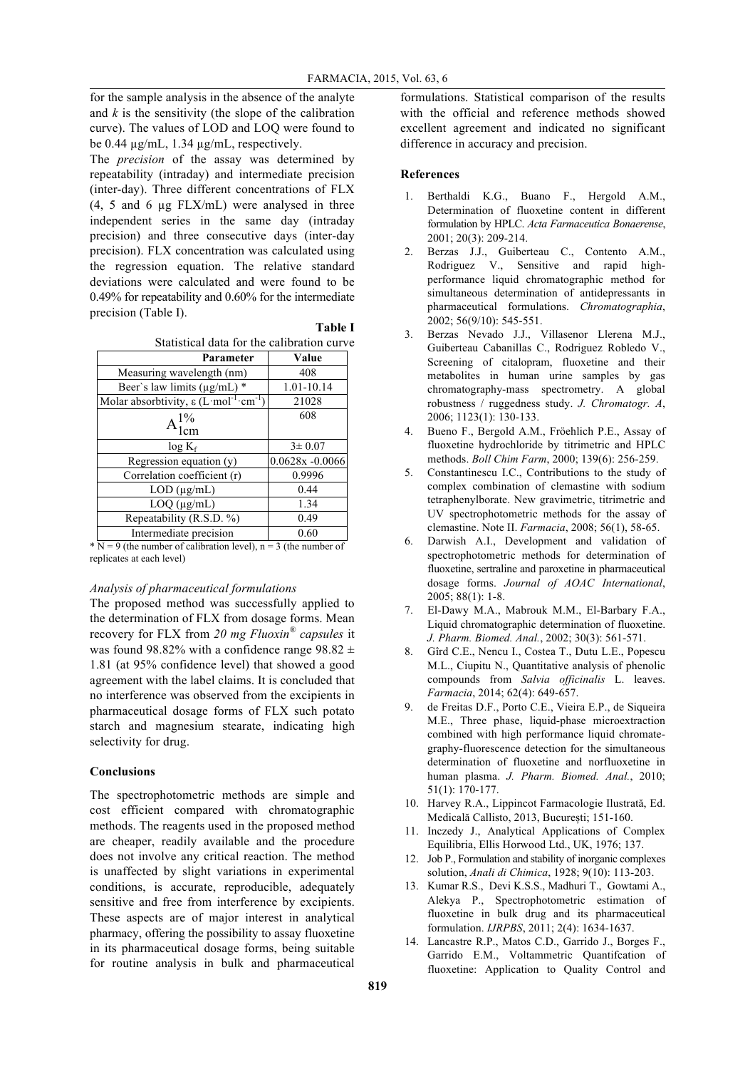for the sample analysis in the absence of the analyte and $k$ is the sensitivity (the slope of the calibration curve). The values of LOD and LOQ were found to be 0.44 µg/mL, 1.34 µg/mL, respectively.

The *precision* of the assay was determined by repeatability (intraday) and intermediate precision (inter-day). Three different concentrations of FLX (4, 5 and 6 µg FLX/mL) were analysed in three independent series in the same day (intraday precision) and three consecutive days (inter-day precision). FLX concentration was calculated using the regression equation. The relative standard deviations were calculated and were found to be 0.49% for repeatability and 0.60% for the intermediate precision (Table I).

**Table I**

Statistical data for the calibration curve

| Parameter | Value |
|---|---|
| Measuring wavelength (nm) | 408 |
| Beer`s law limits (µg/mL) * | 1.01-10.14 |
| Molar absorbtivity, ε ($L \cdot mol^{-1} \cdot cm^{-1}$) | 21028 |
| $A_{1cm}^{1\%}$ | 608 |
| $\log K_f$ | 3± 0.07 |
| Regression equation (y) | 0.0628x -0.0066 |
| Correlation coefficient (r) | 0.9996 |
| LOD (µg/mL) | 0.44 |
| LOQ (µg/mL) | 1.34 |
| Repeatability (R.S.D. %) | 0.49 |
| Intermediate precision | 0.60 |

\* N = 9 (the number of calibration level), n = 3 (the number of replicates at each level)

*Analysis of pharmaceutical formulations*

The proposed method was successfully applied to the determination of FLX from dosage forms. Mean recovery for FLX from *20 mg Fluoxin® capsules* it was found 98.82% with a confidence range 98.82 ± 1.81 (at 95% confidence level) that showed a good agreement with the label claims. It is concluded that no interference was observed from the excipients in pharmaceutical dosage forms of FLX such potato starch and magnesium stearate, indicating high selectivity for drug.

## Conclusions

The spectrophotometric methods are simple and cost efficient compared with chromatographic methods. The reagents used in the proposed method are cheaper, readily available and the procedure does not involve any critical reaction. The method is unaffected by slight variations in experimental conditions, is accurate, reproducible, adequately sensitive and free from interference by excipients. These aspects are of major interest in analytical pharmacy, offering the possibility to assay fluoxetine in its pharmaceutical dosage forms, being suitable for routine analysis in bulk and pharmaceutical formulations. Statistical comparison of the results with the official and reference methods showed excellent agreement and indicated no significant difference in accuracy and precision.

## References

1. Berthaldi K.G., Buano F., Hergold A.M., Determination of fluoxetine content in different formulation by HPLC. *Acta Farmaceutica Bonaerense*, 2001; 20(3): 209-214.
2. Berzas J.J., Guiberteau C., Contento A.M., Rodriguez V., Sensitive and rapid high-performance liquid chromatographic method for simultaneous determination of antidepressants in pharmaceutical formulations. *Chromatographia*, 2002; 56(9/10): 545-551.
3. Berzas Nevado J.J., Villasenor Llerena M.J., Guiberteau Cabanillas C., Rodriguez Robledo V., Screening of citalopram, fluoxetine and their metabolites in human urine samples by gas chromatography-mass spectrometry. A global robustness / ruggedness study. *J. Chromatogr. A*, 2006; 1123(1): 130-133.
4. Bueno F., Bergold A.M., Fröehlich P.E., Assay of fluoxetine hydrochloride by titrimetric and HPLC methods. *Boll Chim Farm*, 2000; 139(6): 256-259.
5. Constantinescu I.C., Contributions to the study of complex combination of clemastine with sodium tetraphenylborate. New gravimetric, titrimetric and UV spectrophotometric methods for the assay of clemastine. Note II. *Farmacia*, 2008; 56(1), 58-65.
6. Darwish A.I., Development and validation of spectrophotometric methods for determination of fluoxetine, sertraline and paroxetine in pharmaceutical dosage forms. *Journal of AOAC International*, 2005; 88(1): 1-8.
7. El-Dawy M.A., Mabrouk M.M., El-Barbary F.A., Liquid chromatographic determination of fluoxetine. *J. Pharm. Biomed. Anal.*, 2002; 30(3): 561-571.
8. Gîrd C.E., Nencu I., Costea T., Dutu L.E., Popescu M.L., Ciupitu N., Quantitative analysis of phenolic compounds from *Salvia officinalis* L. leaves. *Farmacia*, 2014; 62(4): 649-657.
9. de Freitas D.F., Porto C.E., Vieira E.P., de Siqueira M.E., Three phase, liquid-phase microextraction combined with high performance liquid chromate-graphy-fluorescence detection for the simultaneous determination of fluoxetine and norfluoxetine in human plasma. *J. Pharm. Biomed. Anal.*, 2010; 51(1): 170-177.
10. Harvey R.A., Lippincot Farmacologie Ilustrată, Ed. Medicală Callisto, 2013, Bucureşti; 151-160.
11. Inczedy J., Analytical Applications of Complex Equilibria, Ellis Horwood Ltd., UK, 1976; 137.
12. Job P., Formulation and stability of inorganic complexes solution, *Anali di Chimica*, 1928; 9(10): 113-203.
13. Kumar R.S., Devi K.S.S., Madhuri T., Gowtami A., Alekya P., Spectrophotometric estimation of fluoxetine in bulk drug and its pharmaceutical formulation. *IJRPBS*, 2011; 2(4): 1634-1637.
14. Lancastre R.P., Matos C.D., Garrido J., Borges F., Garrido E.M., Voltammetric Quantifcation of fluoxetine: Application to Quality Control and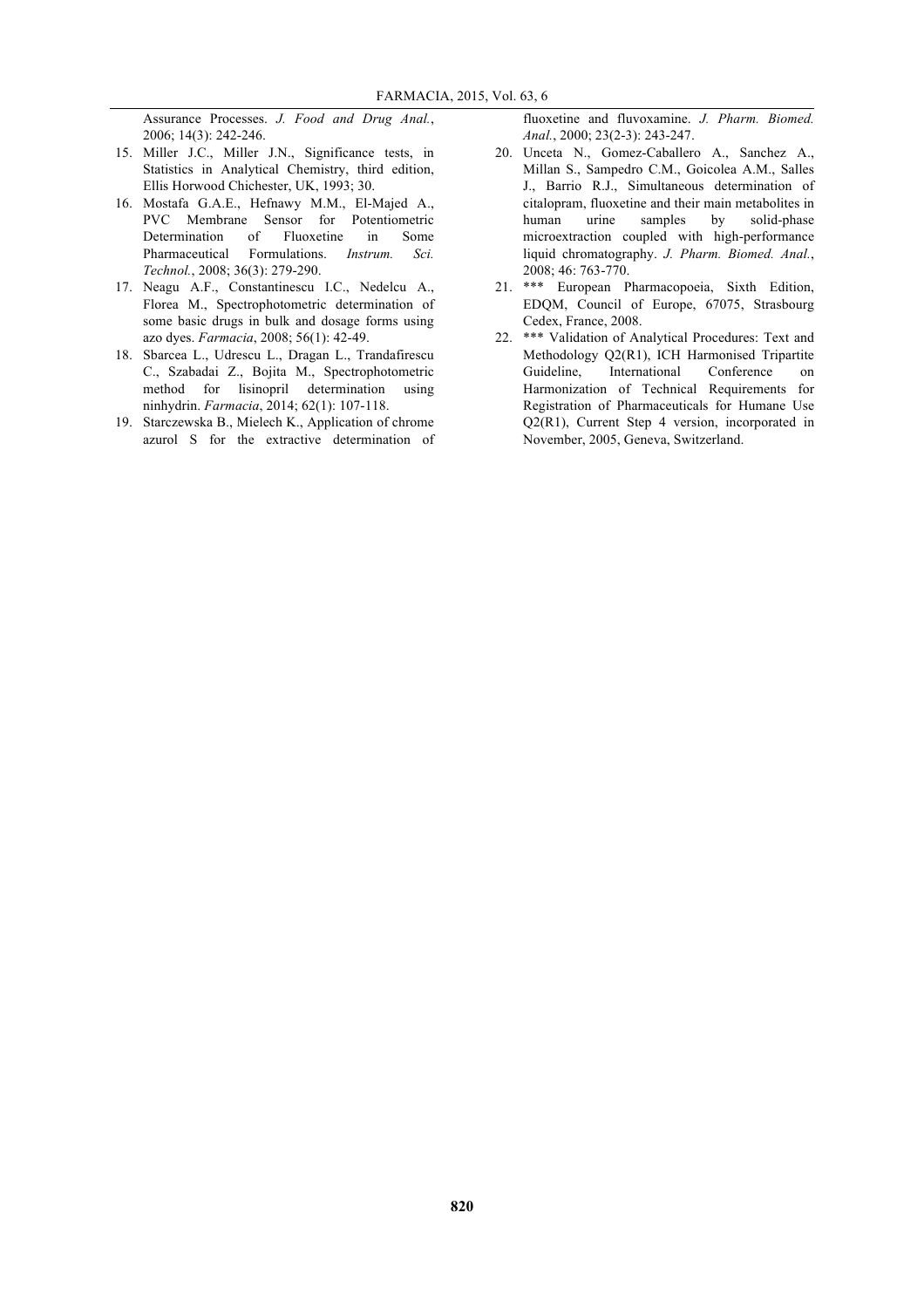Assurance Processes. *J. Food and Drug Anal.*, 2006; 14(3): 242-246.

15. Miller J.C., Miller J.N., Significance tests, in Statistics in Analytical Chemistry, third edition, Ellis Horwood Chichester, UK, 1993; 30.
16. Mostafa G.A.E., Hefnawy M.M., El-Majed A., PVC Membrane Sensor for Potentiometric Determination of Fluoxetine in Some Pharmaceutical Formulations. *Instrum. Sci. Technol.*, 2008; 36(3): 279-290.
17. Neagu A.F., Constantinescu I.C., Nedelcu A., Florea M., Spectrophotometric determination of some basic drugs in bulk and dosage forms using azo dyes. *Farmacia*, 2008; 56(1): 42-49.
18. Sbarcea L., Udrescu L., Dragan L., Trandafirescu C., Szabadai Z., Bojita M., Spectrophotometric method for lisinopril determination using ninhydrin. *Farmacia*, 2014; 62(1): 107-118.
19. Starczewska B., Mielech K., Application of chrome azurol S for the extractive determination of fluoxetine and fluvoxamine. *J. Pharm. Biomed. Anal.*, 2000; 23(2-3): 243-247.
20. Unceta N., Gomez-Caballero A., Sanchez A., Millan S., Sampedro C.M., Goicolea A.M., Salles J., Barrio R.J., Simultaneous determination of citalopram, fluoxetine and their main metabolites in human urine samples by solid-phase microextraction coupled with high-performance liquid chromatography. *J. Pharm. Biomed. Anal.*, 2008; 46: 763-770.
21. *** European Pharmacopoeia, Sixth Edition, EDQM, Council of Europe, 67075, Strasbourg Cedex, France, 2008.
22. *** Validation of Analytical Procedures: Text and Methodology Q2(R1), ICH Harmonised Tripartite Guideline, International Conference on Harmonization of Technical Requirements for Registration of Pharmaceuticals for Humane Use Q2(R1), Current Step 4 version, incorporated in November, 2005, Geneva, Switzerland.